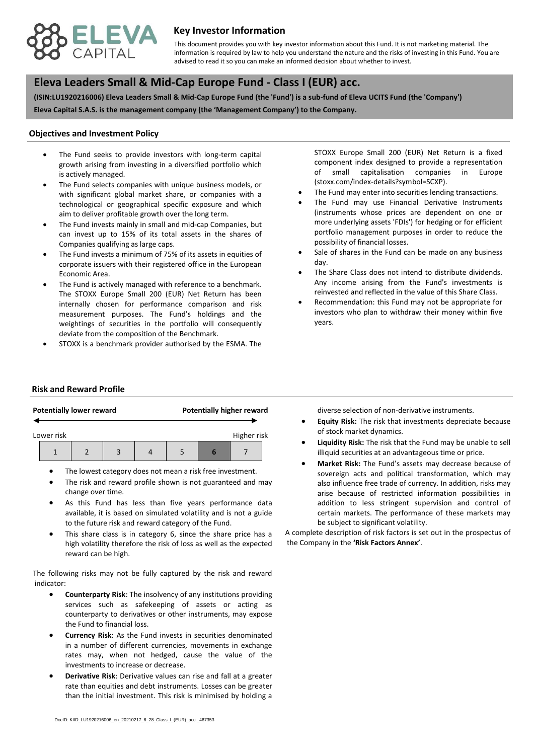# Key Investor Information

This document provides you with key investor information about this Fund. It is not marketing material. The information is required by law to help you understand the nature and the risks of investing in this Fund. You are advised to read it so you can make an informed decision about whether to invest.

## Eleva Leaders Small & Mid-Cap Europe Fund - Class I (EUR) acc.

**(ISIN:LU1920216006) Eleva Leaders Small & Mid-Cap Europe Fund (the 'Fund') is a sub-fund of Eleva UCITS Fund (the 'Company')**

**Eleva Capital S.A.S. is the management company (the 'Management Company') to the Company.**

### Objectives and Investment Policy

- The Fund seeks to provide investors with long-term capital growth arising from investing in a diversified portfolio which is actively managed.
- The Fund selects companies with unique business models, or with significant global market share, or companies with a technological or geographical specific exposure and which aim to deliver profitable growth over the long term.
- The Fund invests mainly in small and mid-cap Companies, but can invest up to 15% of its total assets in the shares of Companies qualifying as large caps.
- The Fund invests a minimum of 75% of its assets in equities of corporate issuers with their registered office in the European Economic Area.
- The Fund is actively managed with reference to a benchmark. The STOXX Europe Small 200 (EUR) Net Return has been internally chosen for performance comparison and risk measurement purposes. The Fund's holdings and the weightings of securities in the portfolio will consequently deviate from the composition of the Benchmark.
- STOXX is a benchmark provider authorised by the ESMA. The STOXX Europe Small 200 (EUR) Net Return is a fixed component index designed to provide a representation of small capitalisation companies in Europe (stoxx.com/index-details?symbol=SCXP).
- The Fund may enter into securities lending transactions.
- The Fund may use Financial Derivative Instruments (instruments whose prices are dependent on one or more underlying assets 'FDIs') for hedging or for efficient portfolio management purposes in order to reduce the possibility of financial losses.
- Sale of shares in the Fund can be made on any business day.
- The Share Class does not intend to distribute dividends. Any income arising from the Fund's investments is reinvested and reflected in the value of this Share Class.
- Recommendation: this Fund may not be appropriate for investors who plan to withdraw their money within five years.

### Risk and Reward Profile

**Potentially lower reward** ← → **Potentially higher reward**

Lower risk ... Higher risk

| 1 | 2 | 3 | 4 | 5 | **6** | 7 |
|---|---|---|---|---|---|---|

- The lowest category does not mean a risk free investment.
- The risk and reward profile shown is not guaranteed and may change over time.
- As this Fund has less than five years performance data available, it is based on simulated volatility and is not a guide to the future risk and reward category of the Fund.
- This share class is in category 6, since the share price has a high volatility therefore the risk of loss as well as the expected reward can be high.

The following risks may not be fully captured by the risk and reward indicator:

- **Counterparty Risk**: The insolvency of any institutions providing services such as safekeeping of assets or acting as counterparty to derivatives or other instruments, may expose the Fund to financial loss.
- **Currency Risk**: As the Fund invests in securities denominated in a number of different currencies, movements in exchange rates may, when not hedged, cause the value of the investments to increase or decrease.
- **Derivative Risk**: Derivative values can rise and fall at a greater rate than equities and debt instruments. Losses can be greater than the initial investment. This risk is minimised by holding a diverse selection of non-derivative instruments.
- **Equity Risk:** The risk that investments depreciate because of stock market dynamics.
- **Liquidity Risk:** The risk that the Fund may be unable to sell illiquid securities at an advantageous time or price.
- **Market Risk:** The Fund's assets may decrease because of sovereign acts and political transformation, which may also influence free trade of currency. In addition, risks may arise because of restricted information possibilities in addition to less stringent supervision and control of certain markets. The performance of these markets may be subject to significant volatility.

A complete description of risk factors is set out in the prospectus of the Company in the **'Risk Factors Annex'**.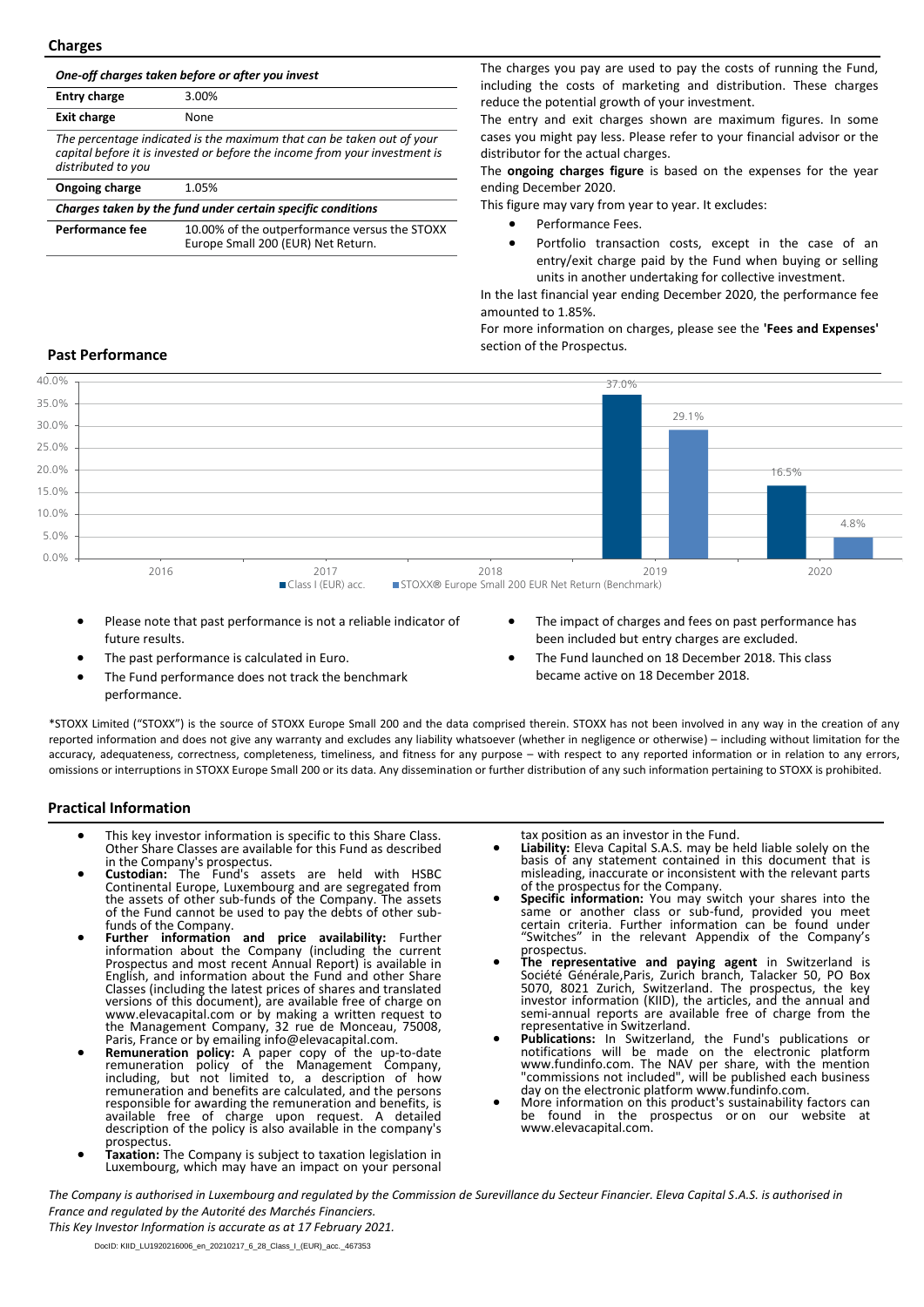## Charges

| | |
|---|---|
| ***One-off charges taken before or after you invest*** | |
| **Entry charge** | 3.00% |
| **Exit charge** | None |
| *The percentage indicated is the maximum that can be taken out of your capital before it is invested or before the income from your investment is distributed to you* | |
| **Ongoing charge** | 1.05% |
| ***Charges taken by the fund under certain specific conditions*** | |
| **Performance fee** | 10.00% of the outperformance versus the STOXX Europe Small 200 (EUR) Net Return. |

The charges you pay are used to pay the costs of running the Fund, including the costs of marketing and distribution. These charges reduce the potential growth of your investment.

The entry and exit charges shown are maximum figures. In some cases you might pay less. Please refer to your financial advisor or the distributor for the actual charges.

The **ongoing charges figure** is based on the expenses for the year ending December 2020.

This figure may vary from year to year. It excludes:

- Performance Fees.
- Portfolio transaction costs, except in the case of an entry/exit charge paid by the Fund when buying or selling units in another undertaking for collective investment.

In the last financial year ending December 2020, the performance fee amounted to 1.85%.

For more information on charges, please see the **'Fees and Expenses'** section of the Prospectus.

## Past Performance

40.0%
35.0%
30.0%
25.0%
20.0%
15.0%
10.0%
5.0%
0.0%

2016
2017
2018
2019: 37.0%, 29.1%
2020: 16.5%, 4.8%

Class I (EUR) acc.
STOXX® Europe Small 200 EUR Net Return (Benchmark)

- Please note that past performance is not a reliable indicator of future results.
- The past performance is calculated in Euro.
- The Fund performance does not track the benchmark performance.
- The impact of charges and fees on past performance has been included but entry charges are excluded.
- The Fund launched on 18 December 2018. This class became active on 18 December 2018.

*STOXX Limited ("STOXX") is the source of STOXX Europe Small 200 and the data comprised therein. STOXX has not been involved in any way in the creation of any reported information and does not give any warranty and excludes any liability whatsoever (whether in negligence or otherwise) – including without limitation for the accuracy, adequateness, correctness, completeness, timeliness, and fitness for any purpose – with respect to any reported information or in relation to any errors, omissions or interruptions in STOXX Europe Small 200 or its data. Any dissemination or further distribution of any such information pertaining to STOXX is prohibited.

## Practical Information

- This key investor information is specific to this Share Class. Other Share Classes are available for this Fund as described in the Company's prospectus.
- **Custodian:** The Fund's assets are held with HSBC Continental Europe, Luxembourg and are segregated from the assets of other sub-funds of the Company. The assets of the Fund cannot be used to pay the debts of other sub-funds of the Company.
- **Further information and price availability:** Further information about the Company (including the current Prospectus and most recent Annual Report) is available in English, and information about the Fund and other Share Classes (including the latest prices of shares and translated versions of this document), are available free of charge on www.elevacapital.com or by making a written request to the Management Company, 32 rue de Monceau, 75008, Paris, France or by emailing info@elevacapital.com.
- **Remuneration policy:** A paper copy of the up-to-date remuneration policy of the Management Company, including, but not limited to, a description of how remuneration and benefits are calculated, and the persons responsible for awarding the remuneration and benefits, is available free of charge upon request. A detailed description of the policy is also available in the company's prospectus.
- **Taxation:** The Company is subject to taxation legislation in Luxembourg, which may have an impact on your personal tax position as an investor in the Fund.
- **Liability:** Eleva Capital S.A.S. may be held liable solely on the basis of any statement contained in this document that is misleading, inaccurate or inconsistent with the relevant parts of the prospectus for the Company.
- **Specific information:** You may switch your shares into the same or another class or sub-fund, provided you meet certain criteria. Further information can be found under "Switches" in the relevant Appendix of the Company's prospectus.
- **The representative and paying agent** in Switzerland is Société Générale,Paris, Zurich branch, Talacker 50, PO Box 5070, 8021 Zurich, Switzerland. The prospectus, the key investor information (KIID), the articles, and the annual and semi-annual reports are available free of charge from the representative in Switzerland.
- **Publications:** In Switzerland, the Fund's publications or notifications will be made on the electronic platform www.fundinfo.com. The NAV per share, with the mention "commissions not included", will be published each business day on the electronic platform www.fundinfo.com.
- More information on this product's sustainability factors can be found in the prospectus or on our website at www.elevacapital.com.

*The Company is authorised in Luxembourg and regulated by the Commission de Surevillance du Secteur Financier. Eleva Capital S.A.S. is authorised in France and regulated by the Autorité des Marchés Financiers.*

*This Key Investor Information is accurate as at 17 February 2021.*

DocID: KIID_LU1920216006_en_20210217_6_28_Class_I_(EUR)_acc._467353